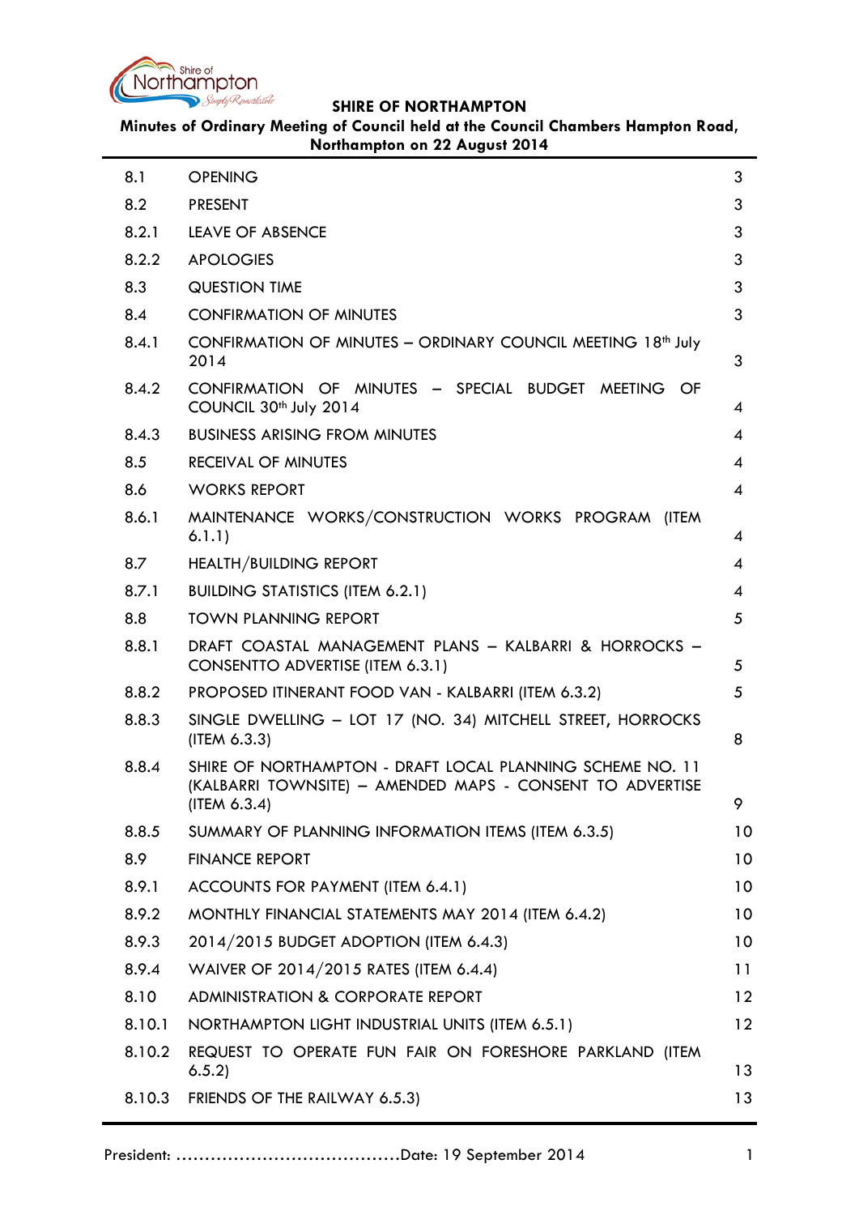**SHIRE OF NORTHAMPTON**

**Minutes of Ordinary Meeting of Council held at the Council Chambers Hampton Road, Northampton on 22 August 2014**

| | | |
|---|---|---|
| 8.1 | OPENING | 3 |
| 8.2 | PRESENT | 3 |
| 8.2.1 | LEAVE OF ABSENCE | 3 |
| 8.2.2 | APOLOGIES | 3 |
| 8.3 | QUESTION TIME | 3 |
| 8.4 | CONFIRMATION OF MINUTES | 3 |
| 8.4.1 | CONFIRMATION OF MINUTES – ORDINARY COUNCIL MEETING 18th July 2014 | 3 |
| 8.4.2 | CONFIRMATION OF MINUTES – SPECIAL BUDGET MEETING OF COUNCIL 30th July 2014 | 4 |
| 8.4.3 | BUSINESS ARISING FROM MINUTES | 4 |
| 8.5 | RECEIVAL OF MINUTES | 4 |
| 8.6 | WORKS REPORT | 4 |
| 8.6.1 | MAINTENANCE WORKS/CONSTRUCTION WORKS PROGRAM (ITEM 6.1.1) | 4 |
| 8.7 | HEALTH/BUILDING REPORT | 4 |
| 8.7.1 | BUILDING STATISTICS (ITEM 6.2.1) | 4 |
| 8.8 | TOWN PLANNING REPORT | 5 |
| 8.8.1 | DRAFT COASTAL MANAGEMENT PLANS – KALBARRI & HORROCKS – CONSENTTO ADVERTISE (ITEM 6.3.1) | 5 |
| 8.8.2 | PROPOSED ITINERANT FOOD VAN - KALBARRI (ITEM 6.3.2) | 5 |
| 8.8.3 | SINGLE DWELLING – LOT 17 (NO. 34) MITCHELL STREET, HORROCKS (ITEM 6.3.3) | 8 |
| 8.8.4 | SHIRE OF NORTHAMPTON - DRAFT LOCAL PLANNING SCHEME NO. 11 (KALBARRI TOWNSITE) – AMENDED MAPS - CONSENT TO ADVERTISE (ITEM 6.3.4) | 9 |
| 8.8.5 | SUMMARY OF PLANNING INFORMATION ITEMS (ITEM 6.3.5) | 10 |
| 8.9 | FINANCE REPORT | 10 |
| 8.9.1 | ACCOUNTS FOR PAYMENT (ITEM 6.4.1) | 10 |
| 8.9.2 | MONTHLY FINANCIAL STATEMENTS MAY 2014 (ITEM 6.4.2) | 10 |
| 8.9.3 | 2014/2015 BUDGET ADOPTION (ITEM 6.4.3) | 10 |
| 8.9.4 | WAIVER OF 2014/2015 RATES (ITEM 6.4.4) | 11 |
| 8.10 | ADMINISTRATION & CORPORATE REPORT | 12 |
| 8.10.1 | NORTHAMPTON LIGHT INDUSTRIAL UNITS (ITEM 6.5.1) | 12 |
| 8.10.2 | REQUEST TO OPERATE FUN FAIR ON FORESHORE PARKLAND (ITEM 6.5.2) | 13 |
| 8.10.3 | FRIENDS OF THE RAILWAY 6.5.3) | 13 |

President: ......................................Date: 19 September 2014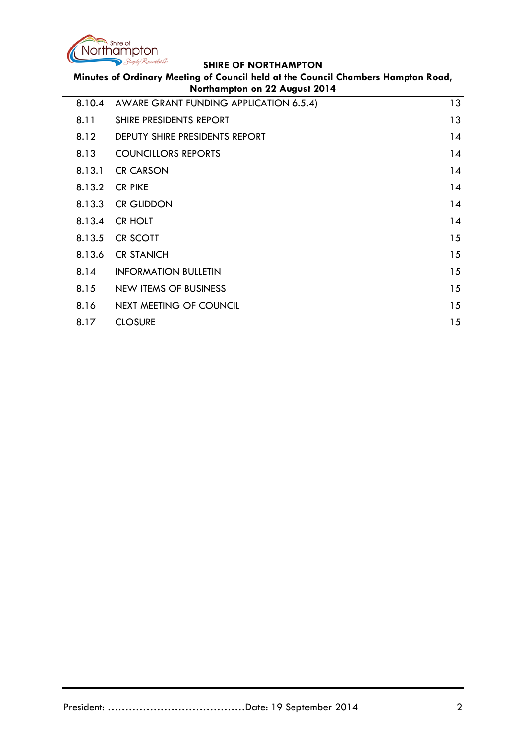| | | |
|---|---|---|
| 8.10.4 | AWARE GRANT FUNDING APPLICATION 6.5.4) | 13 |
| 8.11 | SHIRE PRESIDENTS REPORT | 13 |
| 8.12 | DEPUTY SHIRE PRESIDENTS REPORT | 14 |
| 8.13 | COUNCILLORS REPORTS | 14 |
| 8.13.1 | CR CARSON | 14 |
| 8.13.2 | CR PIKE | 14 |
| 8.13.3 | CR GLIDDON | 14 |
| 8.13.4 | CR HOLT | 14 |
| 8.13.5 | CR SCOTT | 15 |
| 8.13.6 | CR STANICH | 15 |
| 8.14 | INFORMATION BULLETIN | 15 |
| 8.15 | NEW ITEMS OF BUSINESS | 15 |
| 8.16 | NEXT MEETING OF COUNCIL | 15 |
| 8.17 | CLOSURE | 15 |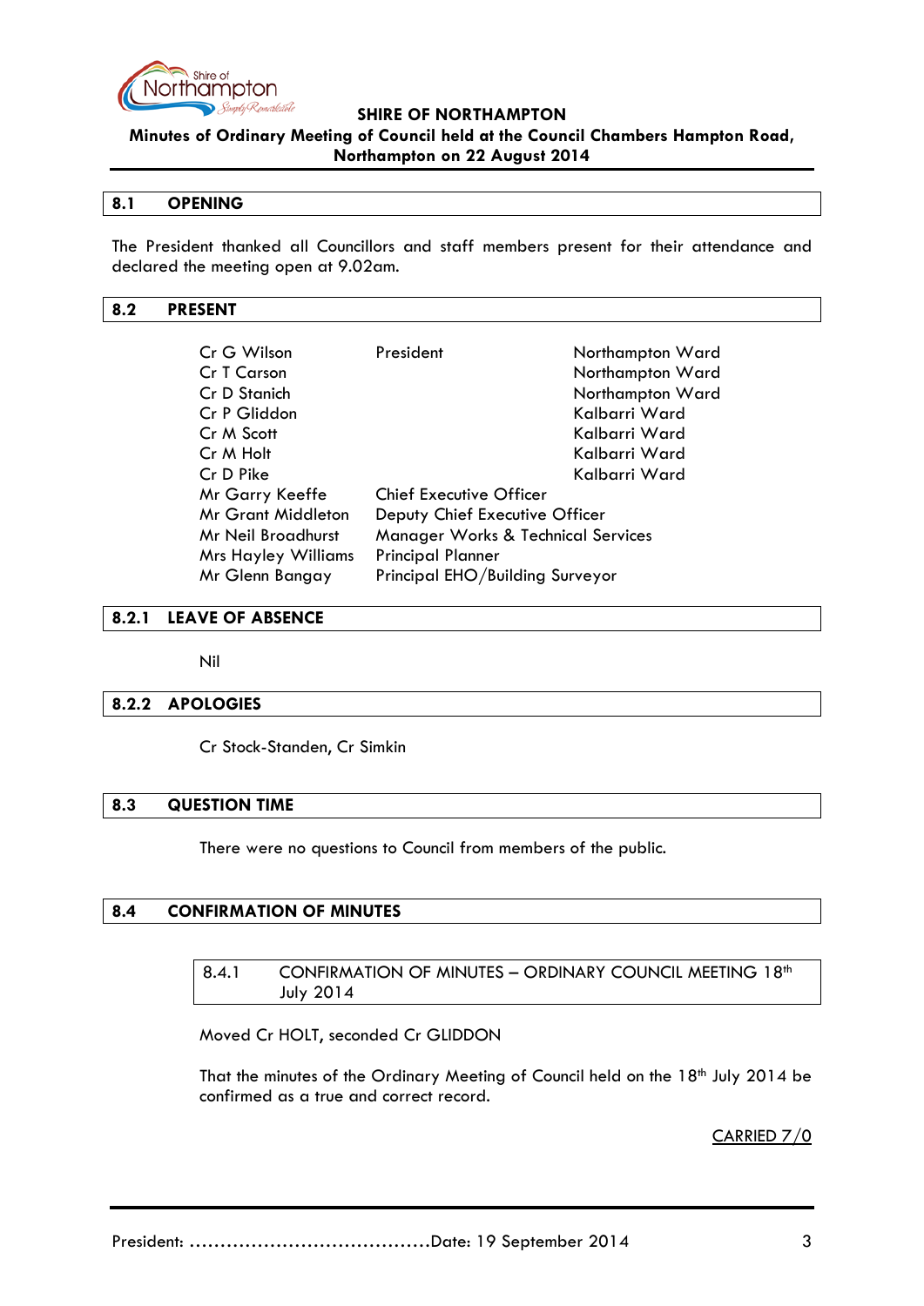**SHIRE OF NORTHAMPTON**
**Minutes of Ordinary Meeting of Council held at the Council Chambers Hampton Road, Northampton on 22 August 2014**

## 8.1 OPENING

The President thanked all Councillors and staff members present for their attendance and declared the meeting open at 9.02am.

## 8.2 PRESENT

| | | |
|---|---|---|
| Cr G Wilson | President | Northampton Ward |
| Cr T Carson | | Northampton Ward |
| Cr D Stanich | | Northampton Ward |
| Cr P Gliddon | | Kalbarri Ward |
| Cr M Scott | | Kalbarri Ward |
| Cr M Holt | | Kalbarri Ward |
| Cr D Pike | | Kalbarri Ward |
| Mr Garry Keeffe | Chief Executive Officer | |
| Mr Grant Middleton | Deputy Chief Executive Officer | |
| Mr Neil Broadhurst | Manager Works & Technical Services | |
| Mrs Hayley Williams | Principal Planner | |
| Mr Glenn Bangay | Principal EHO/Building Surveyor | |

## 8.2.1 LEAVE OF ABSENCE

Nil

## 8.2.2 APOLOGIES

Cr Stock-Standen, Cr Simkin

## 8.3 QUESTION TIME

There were no questions to Council from members of the public.

## 8.4 CONFIRMATION OF MINUTES

### 8.4.1 CONFIRMATION OF MINUTES – ORDINARY COUNCIL MEETING 18th July 2014

Moved Cr HOLT, seconded Cr GLIDDON

That the minutes of the Ordinary Meeting of Council held on the 18th July 2014 be confirmed as a true and correct record.

CARRIED 7/0

President: ……………………………………Date: 19 September 2014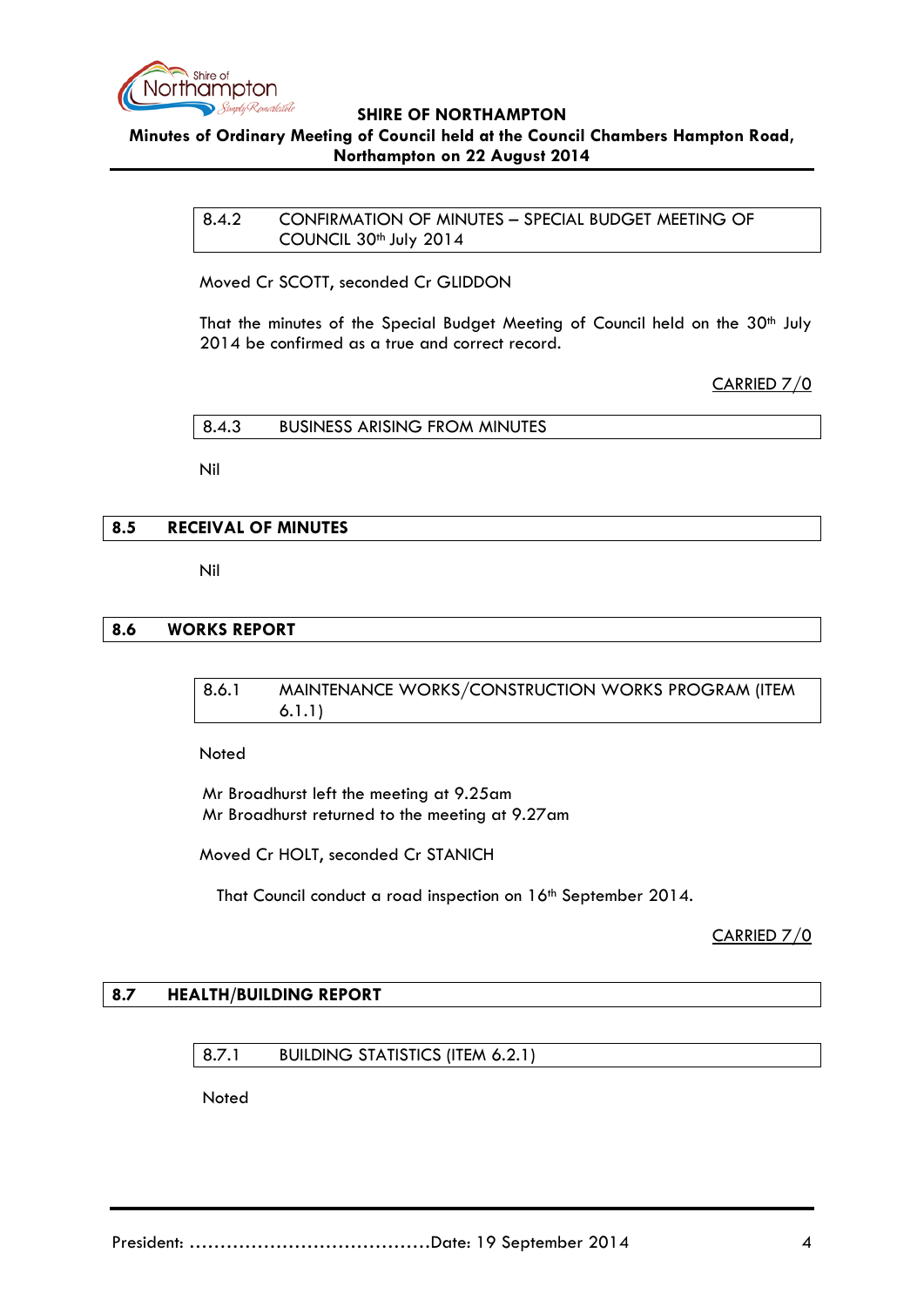### 8.4.2 CONFIRMATION OF MINUTES – SPECIAL BUDGET MEETING OF COUNCIL 30th July 2014

Moved Cr SCOTT, seconded Cr GLIDDON

That the minutes of the Special Budget Meeting of Council held on the 30th July 2014 be confirmed as a true and correct record.

CARRIED 7/0

### 8.4.3 BUSINESS ARISING FROM MINUTES

Nil

## 8.5 RECEIVAL OF MINUTES

Nil

## 8.6 WORKS REPORT

### 8.6.1 MAINTENANCE WORKS/CONSTRUCTION WORKS PROGRAM (ITEM 6.1.1)

Noted

Mr Broadhurst left the meeting at 9.25am
Mr Broadhurst returned to the meeting at 9.27am

Moved Cr HOLT, seconded Cr STANICH

That Council conduct a road inspection on 16th September 2014.

CARRIED 7/0

## 8.7 HEALTH/BUILDING REPORT

### 8.7.1 BUILDING STATISTICS (ITEM 6.2.1)

Noted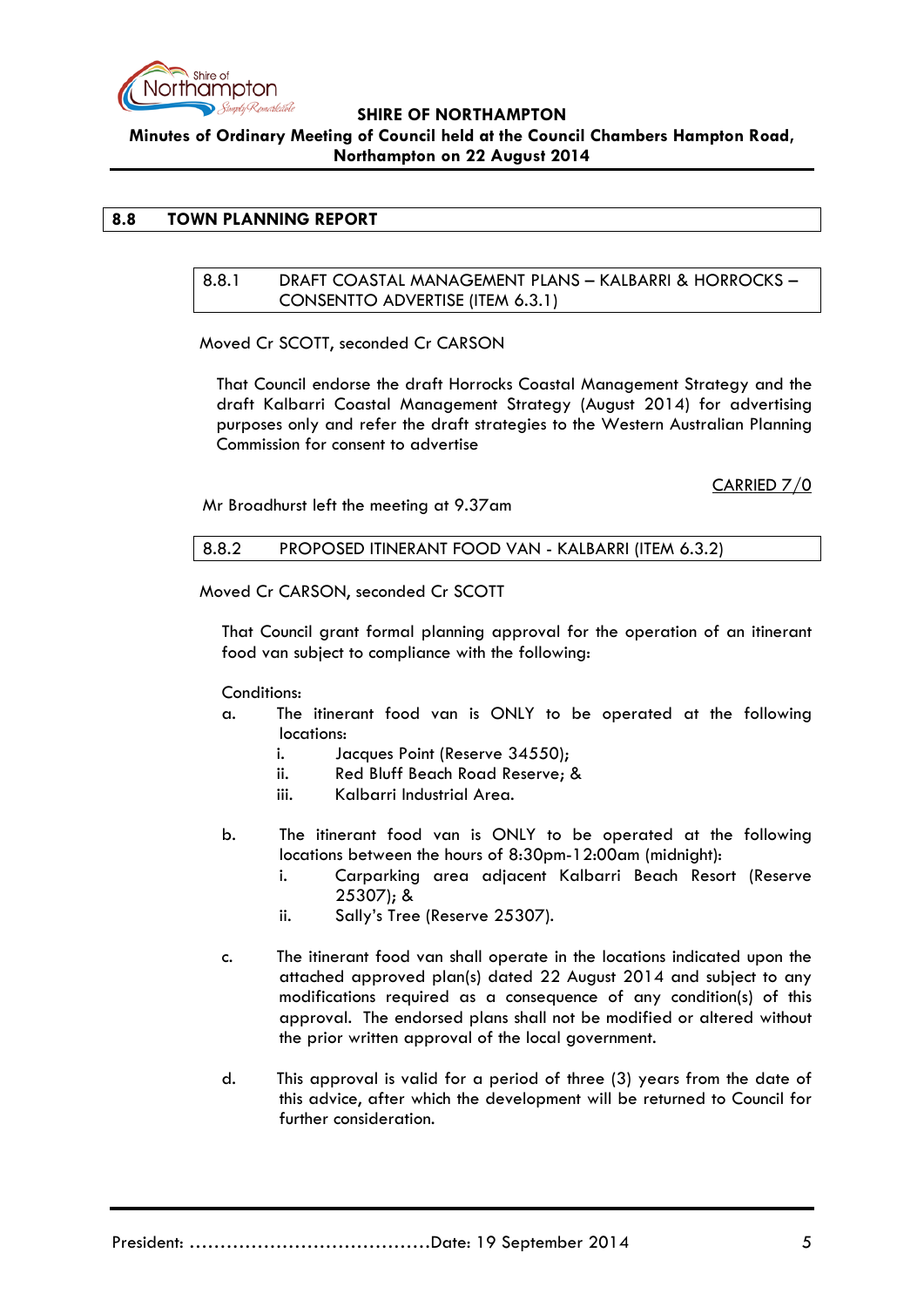## 8.8 TOWN PLANNING REPORT

### 8.8.1 DRAFT COASTAL MANAGEMENT PLANS – KALBARRI & HORROCKS – CONSENTTO ADVERTISE (ITEM 6.3.1)

Moved Cr SCOTT, seconded Cr CARSON

That Council endorse the draft Horrocks Coastal Management Strategy and the draft Kalbarri Coastal Management Strategy (August 2014) for advertising purposes only and refer the draft strategies to the Western Australian Planning Commission for consent to advertise

CARRIED 7/0

Mr Broadhurst left the meeting at 9.37am

### 8.8.2 PROPOSED ITINERANT FOOD VAN - KALBARRI (ITEM 6.3.2)

Moved Cr CARSON, seconded Cr SCOTT

That Council grant formal planning approval for the operation of an itinerant food van subject to compliance with the following:

Conditions:

a. The itinerant food van is ONLY to be operated at the following locations:
   i. Jacques Point (Reserve 34550);
   ii. Red Bluff Beach Road Reserve; &
   iii. Kalbarri Industrial Area.

b. The itinerant food van is ONLY to be operated at the following locations between the hours of 8:30pm-12:00am (midnight):
   i. Carparking area adjacent Kalbarri Beach Resort (Reserve 25307); &
   ii. Sally's Tree (Reserve 25307).

c. The itinerant food van shall operate in the locations indicated upon the attached approved plan(s) dated 22 August 2014 and subject to any modifications required as a consequence of any condition(s) of this approval. The endorsed plans shall not be modified or altered without the prior written approval of the local government.

d. This approval is valid for a period of three (3) years from the date of this advice, after which the development will be returned to Council for further consideration.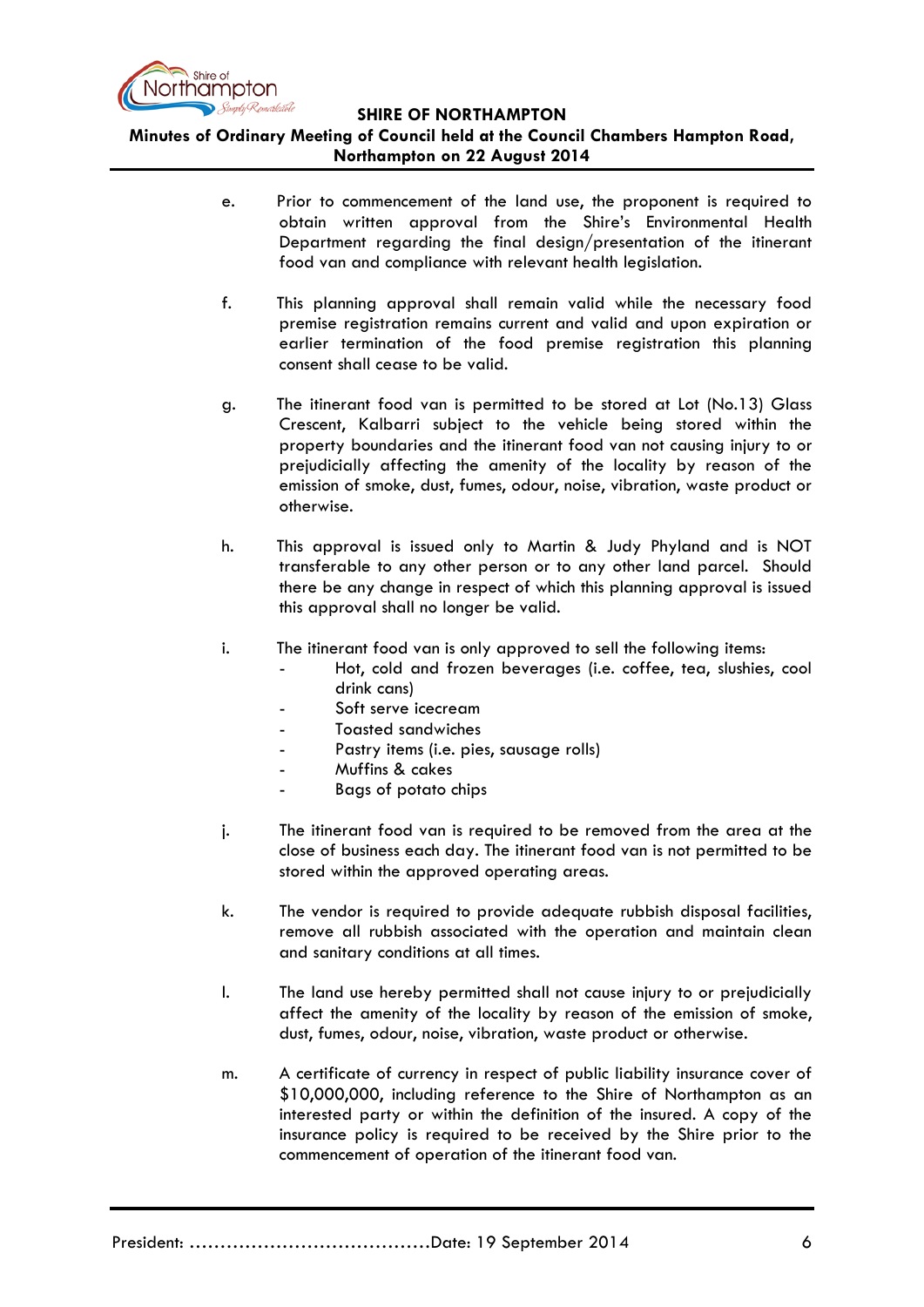e. Prior to commencement of the land use, the proponent is required to obtain written approval from the Shire's Environmental Health Department regarding the final design/presentation of the itinerant food van and compliance with relevant health legislation.

f. This planning approval shall remain valid while the necessary food premise registration remains current and valid and upon expiration or earlier termination of the food premise registration this planning consent shall cease to be valid.

g. The itinerant food van is permitted to be stored at Lot (No.13) Glass Crescent, Kalbarri subject to the vehicle being stored within the property boundaries and the itinerant food van not causing injury to or prejudicially affecting the amenity of the locality by reason of the emission of smoke, dust, fumes, odour, noise, vibration, waste product or otherwise.

h. This approval is issued only to Martin & Judy Phyland and is NOT transferable to any other person or to any other land parcel. Should there be any change in respect of which this planning approval is issued this approval shall no longer be valid.

i. The itinerant food van is only approved to sell the following items:
   - Hot, cold and frozen beverages (i.e. coffee, tea, slushies, cool drink cans)
   - Soft serve icecream
   - Toasted sandwiches
   - Pastry items (i.e. pies, sausage rolls)
   - Muffins & cakes
   - Bags of potato chips

j. The itinerant food van is required to be removed from the area at the close of business each day. The itinerant food van is not permitted to be stored within the approved operating areas.

k. The vendor is required to provide adequate rubbish disposal facilities, remove all rubbish associated with the operation and maintain clean and sanitary conditions at all times.

l. The land use hereby permitted shall not cause injury to or prejudicially affect the amenity of the locality by reason of the emission of smoke, dust, fumes, odour, noise, vibration, waste product or otherwise.

m. A certificate of currency in respect of public liability insurance cover of $10,000,000, including reference to the Shire of Northampton as an interested party or within the definition of the insured. A copy of the insurance policy is required to be received by the Shire prior to the commencement of operation of the itinerant food van.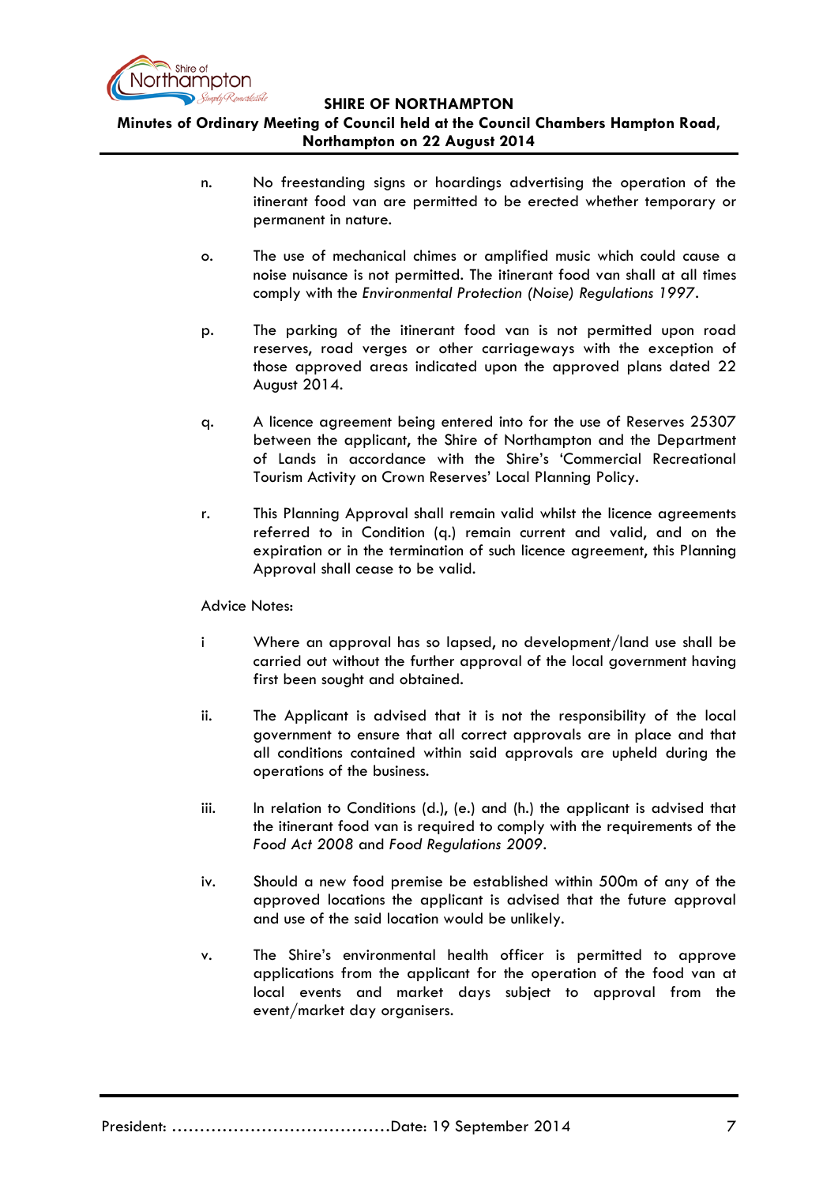n. No freestanding signs or hoardings advertising the operation of the itinerant food van are permitted to be erected whether temporary or permanent in nature.

o. The use of mechanical chimes or amplified music which could cause a noise nuisance is not permitted. The itinerant food van shall at all times comply with the *Environmental Protection (Noise) Regulations 1997*.

p. The parking of the itinerant food van is not permitted upon road reserves, road verges or other carriageways with the exception of those approved areas indicated upon the approved plans dated 22 August 2014.

q. A licence agreement being entered into for the use of Reserves 25307 between the applicant, the Shire of Northampton and the Department of Lands in accordance with the Shire's 'Commercial Recreational Tourism Activity on Crown Reserves' Local Planning Policy.

r. This Planning Approval shall remain valid whilst the licence agreements referred to in Condition (q.) remain current and valid, and on the expiration or in the termination of such licence agreement, this Planning Approval shall cease to be valid.

Advice Notes:

i Where an approval has so lapsed, no development/land use shall be carried out without the further approval of the local government having first been sought and obtained.

ii. The Applicant is advised that it is not the responsibility of the local government to ensure that all correct approvals are in place and that all conditions contained within said approvals are upheld during the operations of the business.

iii. In relation to Conditions (d.), (e.) and (h.) the applicant is advised that the itinerant food van is required to comply with the requirements of the *Food Act 2008* and *Food Regulations 2009*.

iv. Should a new food premise be established within 500m of any of the approved locations the applicant is advised that the future approval and use of the said location would be unlikely.

v. The Shire's environmental health officer is permitted to approve applications from the applicant for the operation of the food van at local events and market days subject to approval from the event/market day organisers.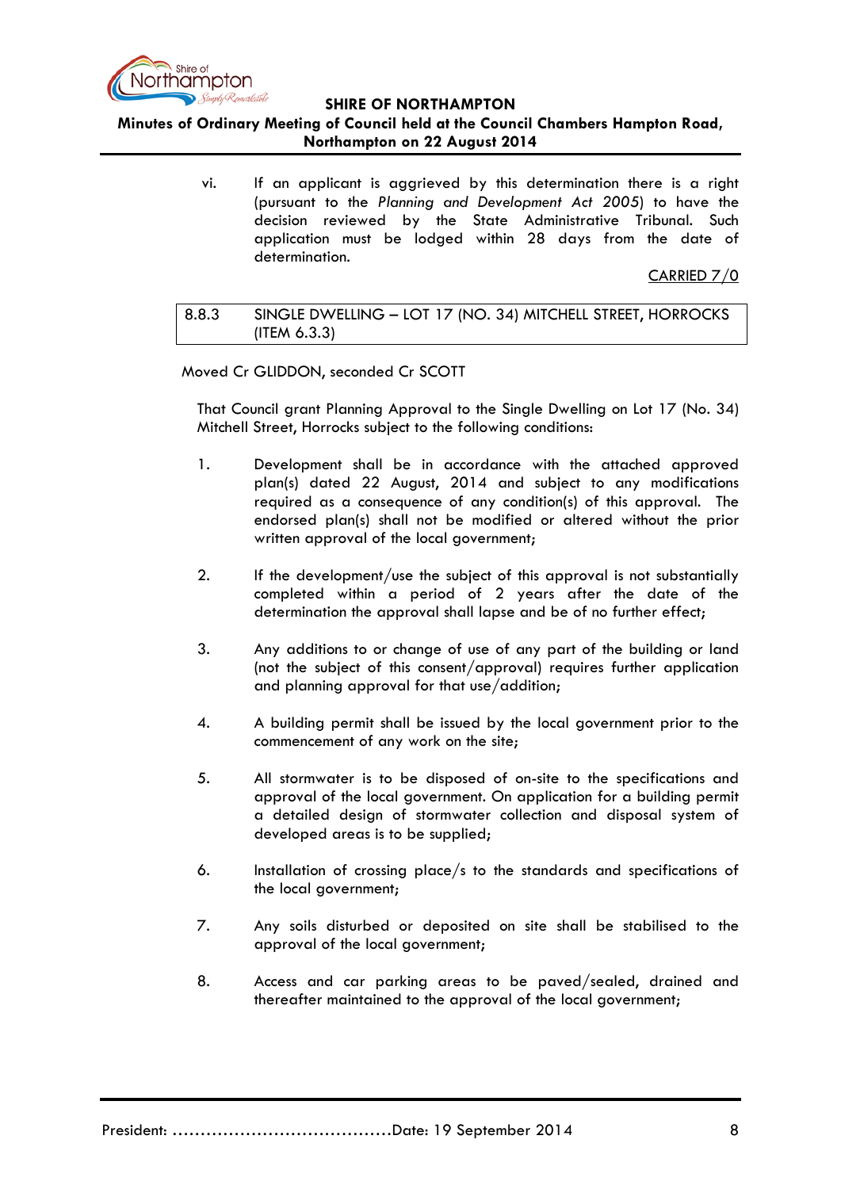vi. If an applicant is aggrieved by this determination there is a right (pursuant to the *Planning and Development Act 2005*) to have the decision reviewed by the State Administrative Tribunal. Such application must be lodged within 28 days from the date of determination.

CARRIED 7/0

## 8.8.3 SINGLE DWELLING – LOT 17 (NO. 34) MITCHELL STREET, HORROCKS (ITEM 6.3.3)

Moved Cr GLIDDON, seconded Cr SCOTT

That Council grant Planning Approval to the Single Dwelling on Lot 17 (No. 34) Mitchell Street, Horrocks subject to the following conditions:

1. Development shall be in accordance with the attached approved plan(s) dated 22 August, 2014 and subject to any modifications required as a consequence of any condition(s) of this approval. The endorsed plan(s) shall not be modified or altered without the prior written approval of the local government;

2. If the development/use the subject of this approval is not substantially completed within a period of 2 years after the date of the determination the approval shall lapse and be of no further effect;

3. Any additions to or change of use of any part of the building or land (not the subject of this consent/approval) requires further application and planning approval for that use/addition;

4. A building permit shall be issued by the local government prior to the commencement of any work on the site;

5. All stormwater is to be disposed of on-site to the specifications and approval of the local government. On application for a building permit a detailed design of stormwater collection and disposal system of developed areas is to be supplied;

6. Installation of crossing place/s to the standards and specifications of the local government;

7. Any soils disturbed or deposited on site shall be stabilised to the approval of the local government;

8. Access and car parking areas to be paved/sealed, drained and thereafter maintained to the approval of the local government;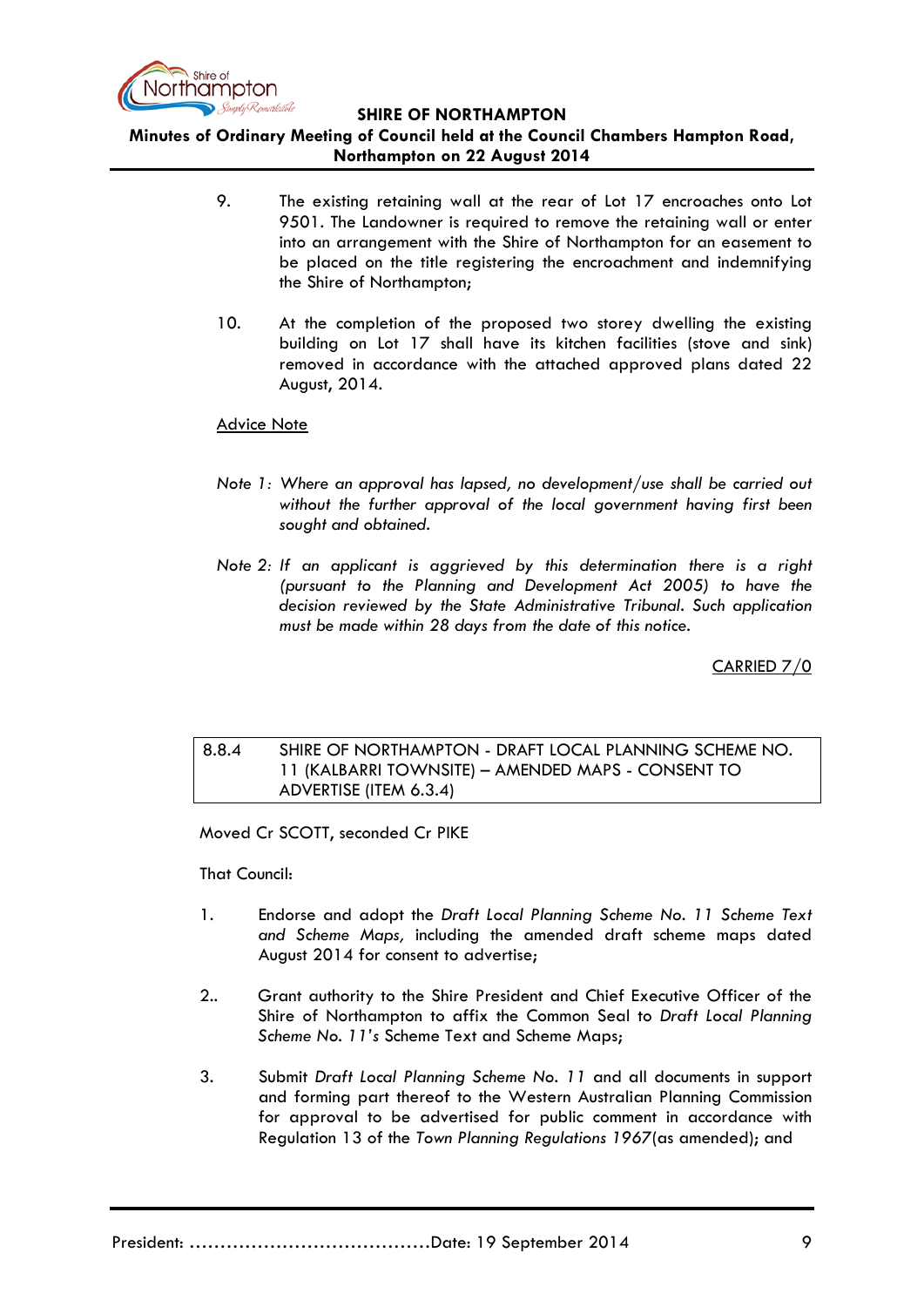9. The existing retaining wall at the rear of Lot 17 encroaches onto Lot 9501. The Landowner is required to remove the retaining wall or enter into an arrangement with the Shire of Northampton for an easement to be placed on the title registering the encroachment and indemnifying the Shire of Northampton;

10. At the completion of the proposed two storey dwelling the existing building on Lot 17 shall have its kitchen facilities (stove and sink) removed in accordance with the attached approved plans dated 22 August, 2014.

<u>Advice Note</u>

*Note 1: Where an approval has lapsed, no development/use shall be carried out without the further approval of the local government having first been sought and obtained.*

*Note 2: If an applicant is aggrieved by this determination there is a right (pursuant to the Planning and Development Act 2005) to have the decision reviewed by the State Administrative Tribunal. Such application must be made within 28 days from the date of this notice.*

<u>CARRIED 7/0</u>

| | |
|---|---|
| 8.8.4 | SHIRE OF NORTHAMPTON - DRAFT LOCAL PLANNING SCHEME NO. 11 (KALBARRI TOWNSITE) – AMENDED MAPS - CONSENT TO ADVERTISE (ITEM 6.3.4) |

Moved Cr SCOTT, seconded Cr PIKE

That Council:

1. Endorse and adopt the *Draft Local Planning Scheme No. 11 Scheme Text and Scheme Maps,* including the amended draft scheme maps dated August 2014 for consent to advertise;

2.. Grant authority to the Shire President and Chief Executive Officer of the Shire of Northampton to affix the Common Seal to *Draft Local Planning Scheme No. 11's* Scheme Text and Scheme Maps;

3. Submit *Draft Local Planning Scheme No. 11* and all documents in support and forming part thereof to the Western Australian Planning Commission for approval to be advertised for public comment in accordance with Regulation 13 of the *Town Planning Regulations 1967*(as amended); and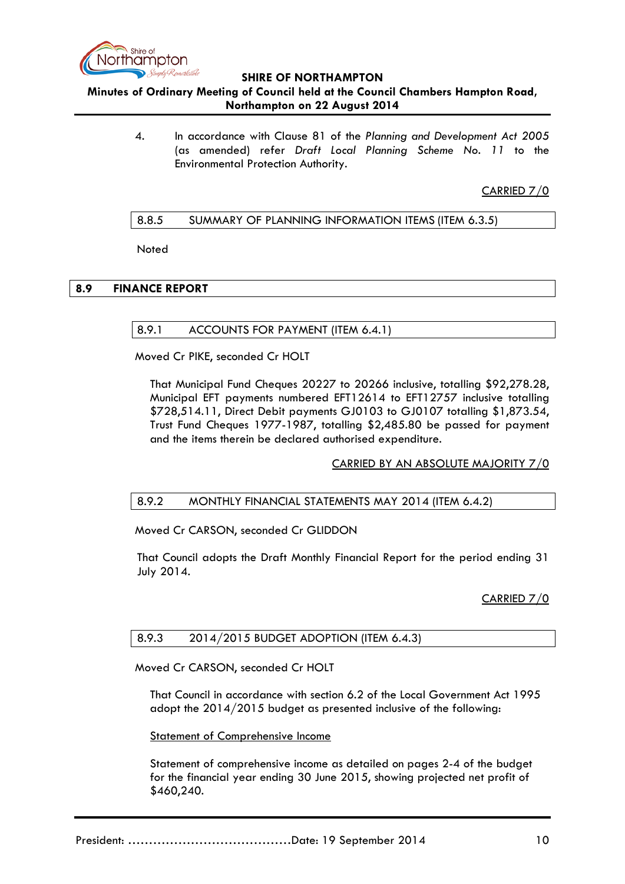4. In accordance with Clause 81 of the *Planning and Development Act 2005* (as amended) refer *Draft Local Planning Scheme No. 11* to the Environmental Protection Authority.

CARRIED 7/0

### 8.8.5 SUMMARY OF PLANNING INFORMATION ITEMS (ITEM 6.3.5)

Noted

## 8.9 FINANCE REPORT

### 8.9.1 ACCOUNTS FOR PAYMENT (ITEM 6.4.1)

Moved Cr PIKE, seconded Cr HOLT

That Municipal Fund Cheques 20227 to 20266 inclusive, totalling $92,278.28, Municipal EFT payments numbered EFT12614 to EFT12757 inclusive totalling $728,514.11, Direct Debit payments GJ0103 to GJ0107 totalling $1,873.54, Trust Fund Cheques 1977-1987, totalling $2,485.80 be passed for payment and the items therein be declared authorised expenditure.

CARRIED BY AN ABSOLUTE MAJORITY 7/0

### 8.9.2 MONTHLY FINANCIAL STATEMENTS MAY 2014 (ITEM 6.4.2)

Moved Cr CARSON, seconded Cr GLIDDON

That Council adopts the Draft Monthly Financial Report for the period ending 31 July 2014.

CARRIED 7/0

### 8.9.3 2014/2015 BUDGET ADOPTION (ITEM 6.4.3)

Moved Cr CARSON, seconded Cr HOLT

That Council in accordance with section 6.2 of the Local Government Act 1995 adopt the 2014/2015 budget as presented inclusive of the following:

Statement of Comprehensive Income

Statement of comprehensive income as detailed on pages 2-4 of the budget for the financial year ending 30 June 2015, showing projected net profit of $460,240.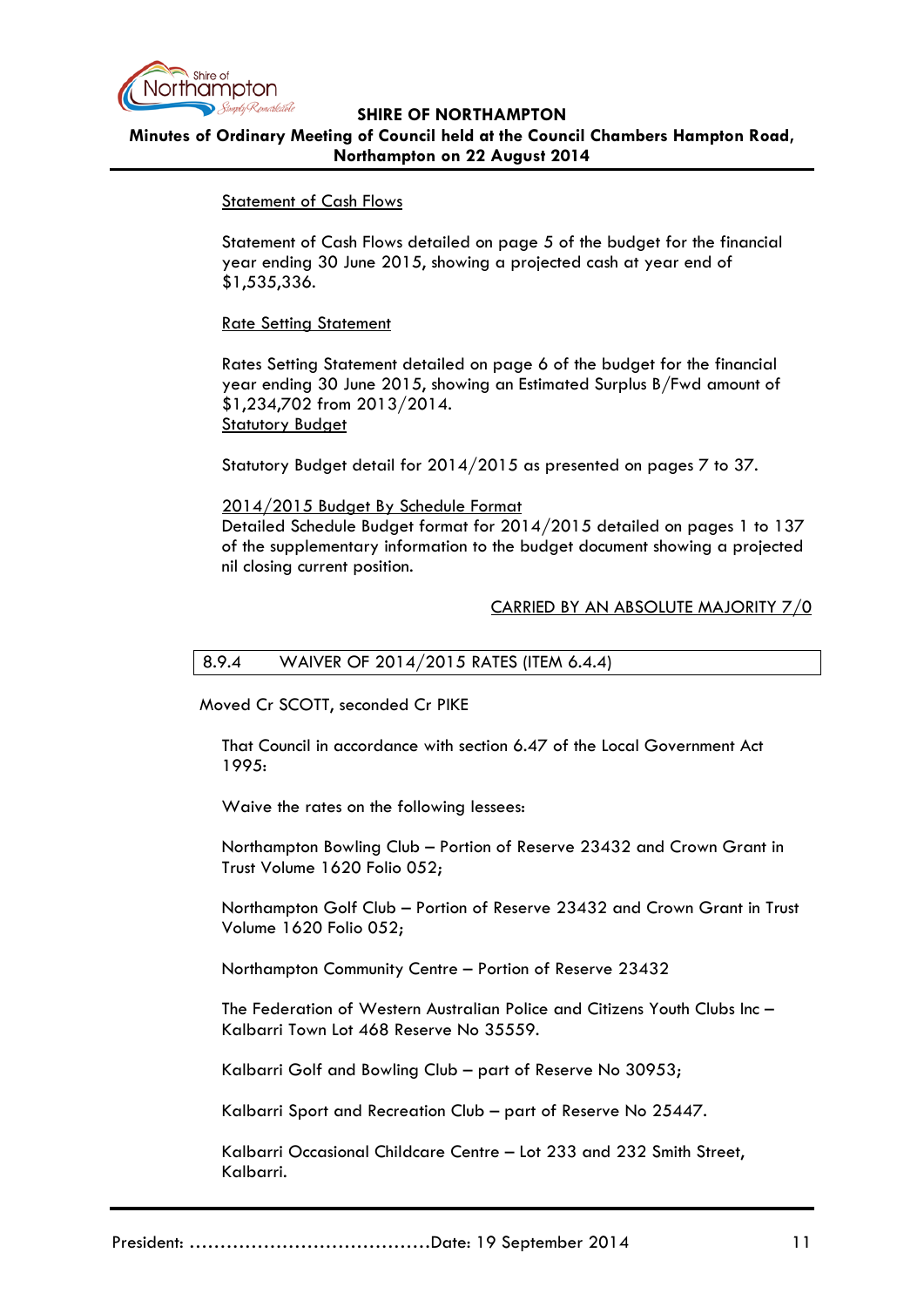<u>Statement of Cash Flows</u>

Statement of Cash Flows detailed on page 5 of the budget for the financial year ending 30 June 2015, showing a projected cash at year end of $1,535,336.

<u>Rate Setting Statement</u>

Rates Setting Statement detailed on page 6 of the budget for the financial year ending 30 June 2015, showing an Estimated Surplus B/Fwd amount of $1,234,702 from 2013/2014.

<u>Statutory Budget</u>

Statutory Budget detail for 2014/2015 as presented on pages 7 to 37.

<u>2014/2015 Budget By Schedule Format</u>

Detailed Schedule Budget format for 2014/2015 detailed on pages 1 to 137 of the supplementary information to the budget document showing a projected nil closing current position.

CARRIED BY AN ABSOLUTE MAJORITY 7/0

### 8.9.4 WAIVER OF 2014/2015 RATES (ITEM 6.4.4)

Moved Cr SCOTT, seconded Cr PIKE

That Council in accordance with section 6.47 of the Local Government Act 1995:

Waive the rates on the following lessees:

Northampton Bowling Club – Portion of Reserve 23432 and Crown Grant in Trust Volume 1620 Folio 052;

Northampton Golf Club – Portion of Reserve 23432 and Crown Grant in Trust Volume 1620 Folio 052;

Northampton Community Centre – Portion of Reserve 23432

The Federation of Western Australian Police and Citizens Youth Clubs Inc – Kalbarri Town Lot 468 Reserve No 35559.

Kalbarri Golf and Bowling Club – part of Reserve No 30953;

Kalbarri Sport and Recreation Club – part of Reserve No 25447.

Kalbarri Occasional Childcare Centre – Lot 233 and 232 Smith Street, Kalbarri.

President: ....................................Date: 19 September 2014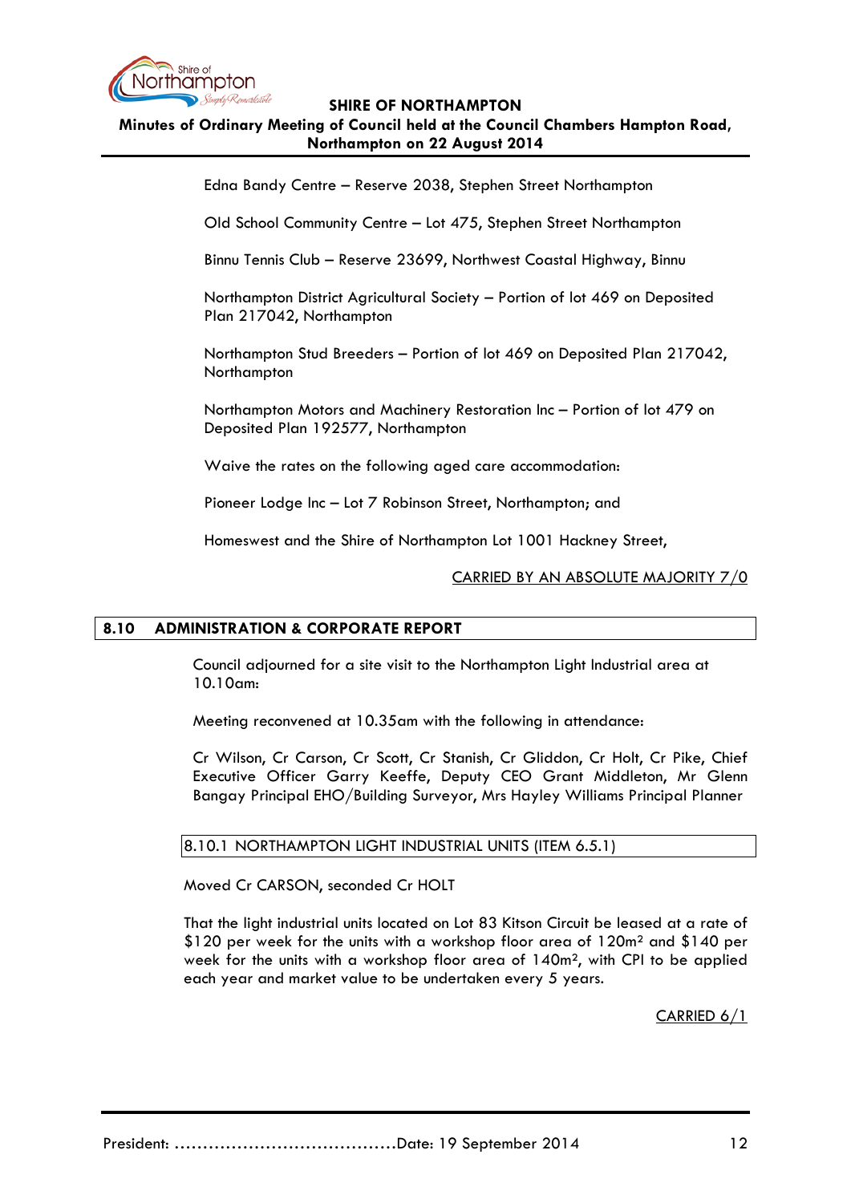Edna Bandy Centre – Reserve 2038, Stephen Street Northampton

Old School Community Centre – Lot 475, Stephen Street Northampton

Binnu Tennis Club – Reserve 23699, Northwest Coastal Highway, Binnu

Northampton District Agricultural Society – Portion of lot 469 on Deposited Plan 217042, Northampton

Northampton Stud Breeders – Portion of lot 469 on Deposited Plan 217042, Northampton

Northampton Motors and Machinery Restoration Inc – Portion of lot 479 on Deposited Plan 192577, Northampton

Waive the rates on the following aged care accommodation:

Pioneer Lodge Inc – Lot 7 Robinson Street, Northampton; and

Homeswest and the Shire of Northampton Lot 1001 Hackney Street,

CARRIED BY AN ABSOLUTE MAJORITY 7/0

## 8.10 ADMINISTRATION & CORPORATE REPORT

Council adjourned for a site visit to the Northampton Light Industrial area at 10.10am:

Meeting reconvened at 10.35am with the following in attendance:

Cr Wilson, Cr Carson, Cr Scott, Cr Stanish, Cr Gliddon, Cr Holt, Cr Pike, Chief Executive Officer Garry Keeffe, Deputy CEO Grant Middleton, Mr Glenn Bangay Principal EHO/Building Surveyor, Mrs Hayley Williams Principal Planner

### 8.10.1 NORTHAMPTON LIGHT INDUSTRIAL UNITS (ITEM 6.5.1)

Moved Cr CARSON, seconded Cr HOLT

That the light industrial units located on Lot 83 Kitson Circuit be leased at a rate of $120 per week for the units with a workshop floor area of 120m² and $140 per week for the units with a workshop floor area of 140m², with CPI to be applied each year and market value to be undertaken every 5 years.

CARRIED 6/1

President: ......................................Date: 19 September 2014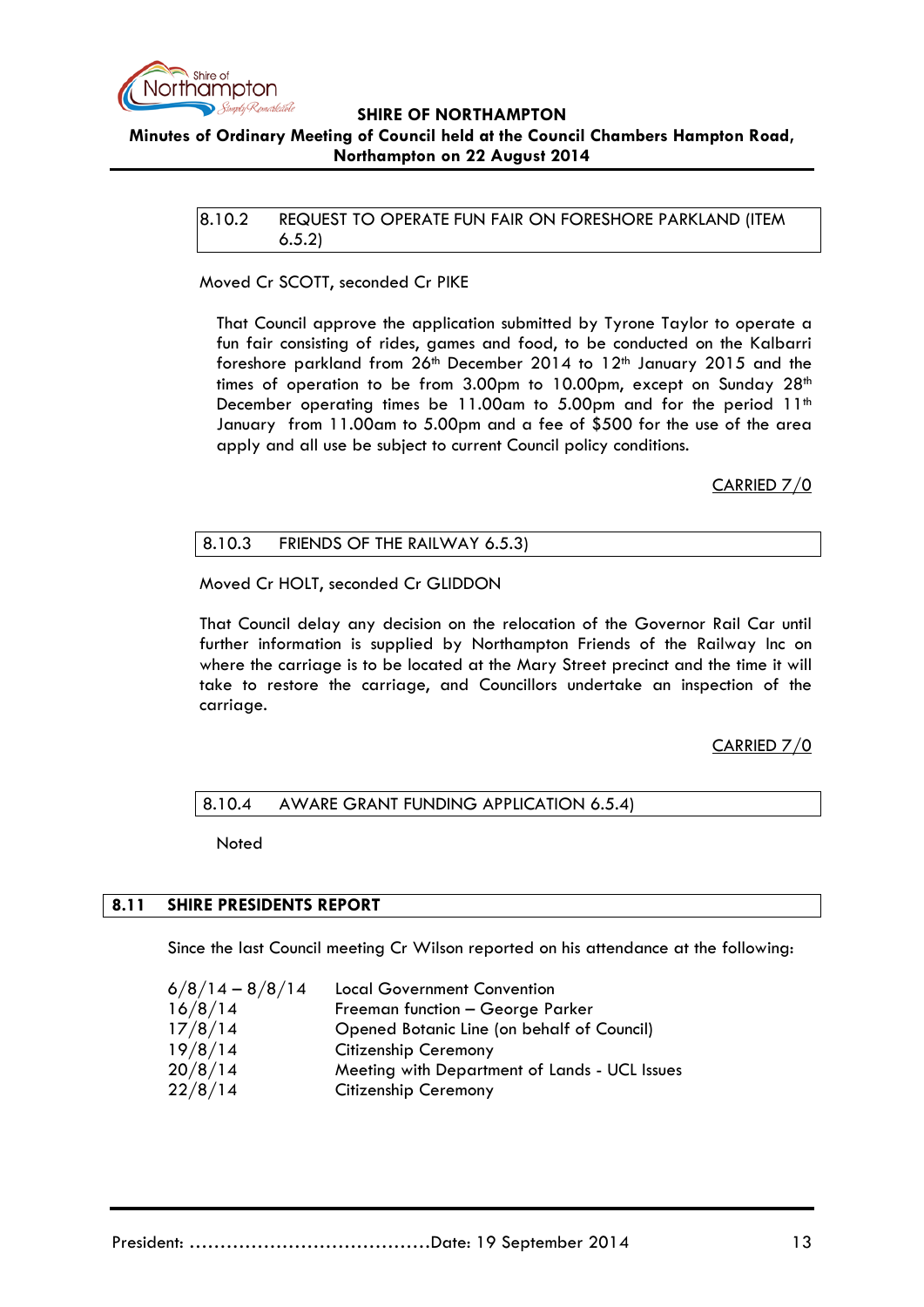### 8.10.2 REQUEST TO OPERATE FUN FAIR ON FORESHORE PARKLAND (ITEM 6.5.2)

Moved Cr SCOTT, seconded Cr PIKE

That Council approve the application submitted by Tyrone Taylor to operate a fun fair consisting of rides, games and food, to be conducted on the Kalbarri foreshore parkland from 26th December 2014 to 12th January 2015 and the times of operation to be from 3.00pm to 10.00pm, except on Sunday 28th December operating times be 11.00am to 5.00pm and for the period 11th January from 11.00am to 5.00pm and a fee of $500 for the use of the area apply and all use be subject to current Council policy conditions.

CARRIED 7/0

### 8.10.3 FRIENDS OF THE RAILWAY 6.5.3)

Moved Cr HOLT, seconded Cr GLIDDON

That Council delay any decision on the relocation of the Governor Rail Car until further information is supplied by Northampton Friends of the Railway Inc on where the carriage is to be located at the Mary Street precinct and the time it will take to restore the carriage, and Councillors undertake an inspection of the carriage.

CARRIED 7/0

### 8.10.4 AWARE GRANT FUNDING APPLICATION 6.5.4)

Noted

## 8.11 SHIRE PRESIDENTS REPORT

Since the last Council meeting Cr Wilson reported on his attendance at the following:

| | |
|---|---|
| 6/8/14 – 8/8/14 | Local Government Convention |
| 16/8/14 | Freeman function – George Parker |
| 17/8/14 | Opened Botanic Line (on behalf of Council) |
| 19/8/14 | Citizenship Ceremony |
| 20/8/14 | Meeting with Department of Lands - UCL Issues |
| 22/8/14 | Citizenship Ceremony |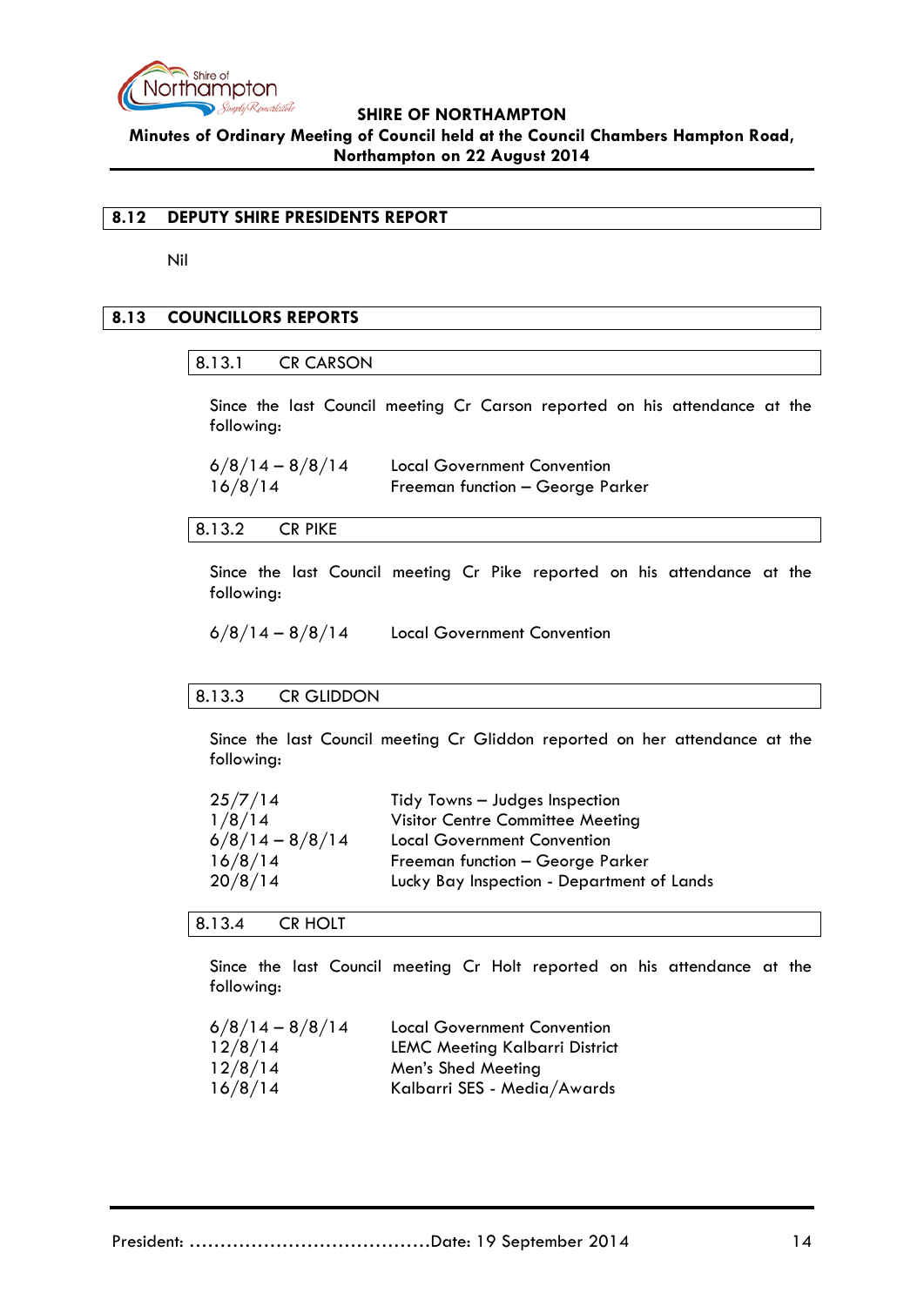## 8.12 DEPUTY SHIRE PRESIDENTS REPORT

Nil

## 8.13 COUNCILLORS REPORTS

### 8.13.1 CR CARSON

Since the last Council meeting Cr Carson reported on his attendance at the following:

| | |
|---|---|
| 6/8/14 – 8/8/14 | Local Government Convention |
| 16/8/14 | Freeman function – George Parker |

### 8.13.2 CR PIKE

Since the last Council meeting Cr Pike reported on his attendance at the following:

| | |
|---|---|
| 6/8/14 – 8/8/14 | Local Government Convention |

### 8.13.3 CR GLIDDON

Since the last Council meeting Cr Gliddon reported on her attendance at the following:

| | |
|---|---|
| 25/7/14 | Tidy Towns – Judges Inspection |
| 1/8/14 | Visitor Centre Committee Meeting |
| 6/8/14 – 8/8/14 | Local Government Convention |
| 16/8/14 | Freeman function – George Parker |
| 20/8/14 | Lucky Bay Inspection - Department of Lands |

### 8.13.4 CR HOLT

Since the last Council meeting Cr Holt reported on his attendance at the following:

| | |
|---|---|
| 6/8/14 – 8/8/14 | Local Government Convention |
| 12/8/14 | LEMC Meeting Kalbarri District |
| 12/8/14 | Men's Shed Meeting |
| 16/8/14 | Kalbarri SES - Media/Awards |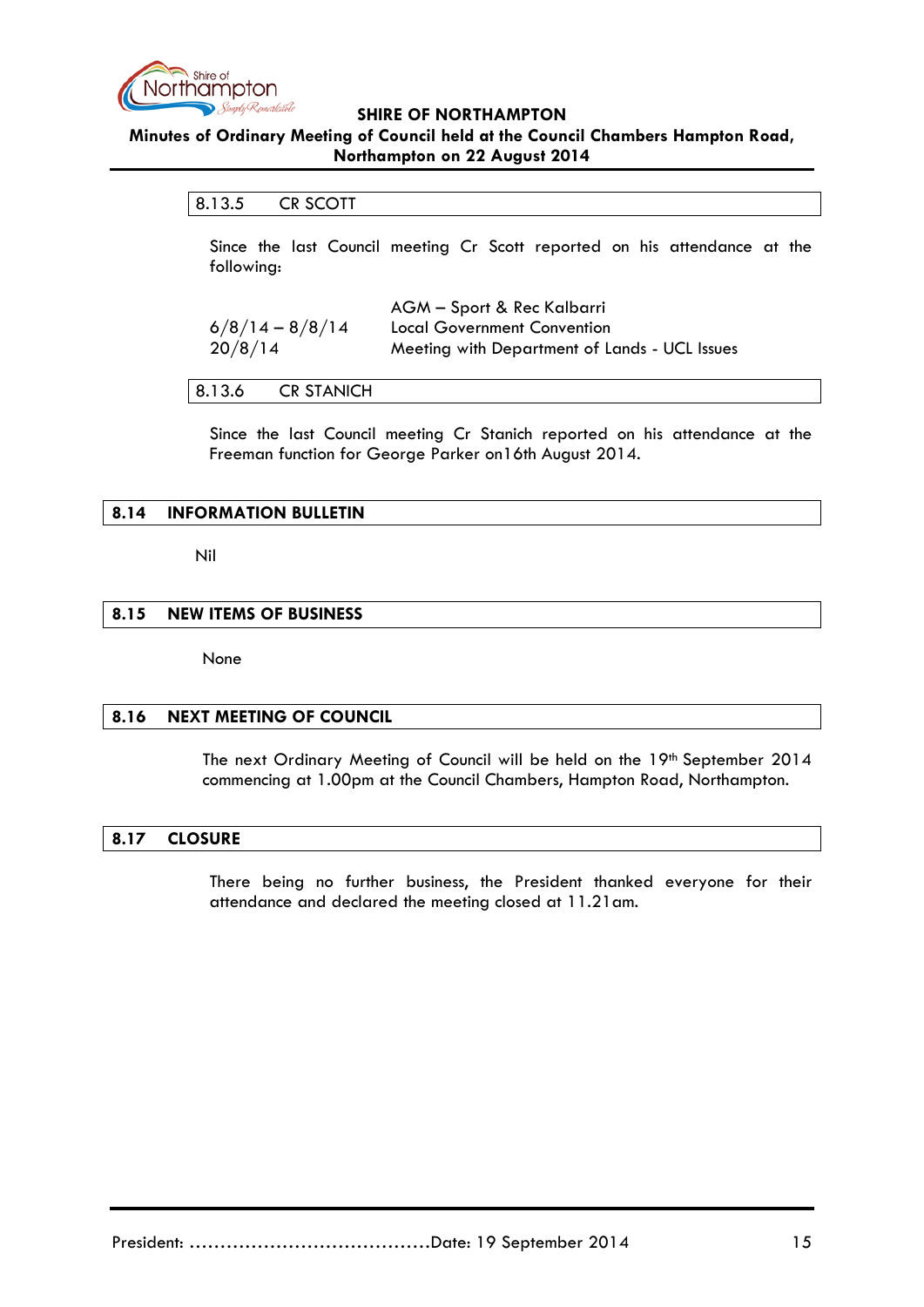#### 8.13.5 CR SCOTT

Since the last Council meeting Cr Scott reported on his attendance at the following:

| | |
|---|---|
| | AGM – Sport & Rec Kalbarri |
| 6/8/14 – 8/8/14 | Local Government Convention |
| 20/8/14 | Meeting with Department of Lands - UCL Issues |

#### 8.13.6 CR STANICH

Since the last Council meeting Cr Stanich reported on his attendance at the Freeman function for George Parker on16th August 2014.

### 8.14 INFORMATION BULLETIN

Nil

### 8.15 NEW ITEMS OF BUSINESS

None

### 8.16 NEXT MEETING OF COUNCIL

The next Ordinary Meeting of Council will be held on the 19th September 2014 commencing at 1.00pm at the Council Chambers, Hampton Road, Northampton.

### 8.17 CLOSURE

There being no further business, the President thanked everyone for their attendance and declared the meeting closed at 11.21am.

President: …………………………………Date: 19 September 2014